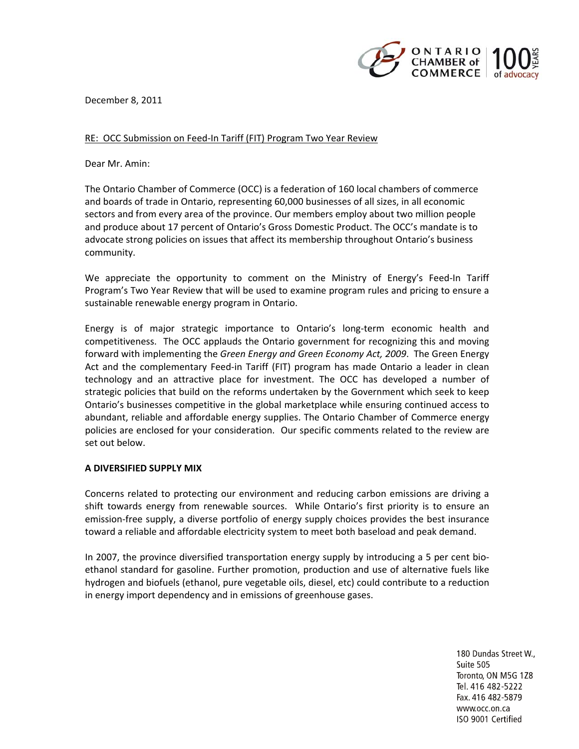December 8, 2011

RE: OCC Submission on Feed-In Tariff (FIT) Program Two Year Review

Dear Mr. Amin:

The Ontario Chamber of Commerce (OCC) is a federation of 160 local chambers of commerce and boards of trade in Ontario, representing 60,000 businesses of all sizes, in all economic sectors and from every area of the province. Our members employ about two million people and produce about 17 percent of Ontario's Gross Domestic Product. The OCC's mandate is to advocate strong policies on issues that affect its membership throughout Ontario's business community.

We appreciate the opportunity to comment on the Ministry of Energy's Feed-In Tariff Program's Two Year Review that will be used to examine program rules and pricing to ensure a sustainable renewable energy program in Ontario.

Energy is of major strategic importance to Ontario's long-term economic health and competitiveness. The OCC applauds the Ontario government for recognizing this and moving forward with implementing the *Green Energy and Green Economy Act, 2009*. The Green Energy Act and the complementary Feed-in Tariff (FIT) program has made Ontario a leader in clean technology and an attractive place for investment. The OCC has developed a number of strategic policies that build on the reforms undertaken by the Government which seek to keep Ontario's businesses competitive in the global marketplace while ensuring continued access to abundant, reliable and affordable energy supplies. The Ontario Chamber of Commerce energy policies are enclosed for your consideration. Our specific comments related to the review are set out below.

**A DIVERSIFIED SUPPLY MIX**

Concerns related to protecting our environment and reducing carbon emissions are driving a shift towards energy from renewable sources. While Ontario's first priority is to ensure an emission-free supply, a diverse portfolio of energy supply choices provides the best insurance toward a reliable and affordable electricity system to meet both baseload and peak demand.

In 2007, the province diversified transportation energy supply by introducing a 5 per cent bio-ethanol standard for gasoline. Further promotion, production and use of alternative fuels like hydrogen and biofuels (ethanol, pure vegetable oils, diesel, etc) could contribute to a reduction in energy import dependency and in emissions of greenhouse gases.

180 Dundas Street W.,
Suite 505
Toronto, ON M5G 1Z8
Tel. 416 482-5222
Fax. 416 482-5879
www.occ.on.ca
ISO 9001 Certified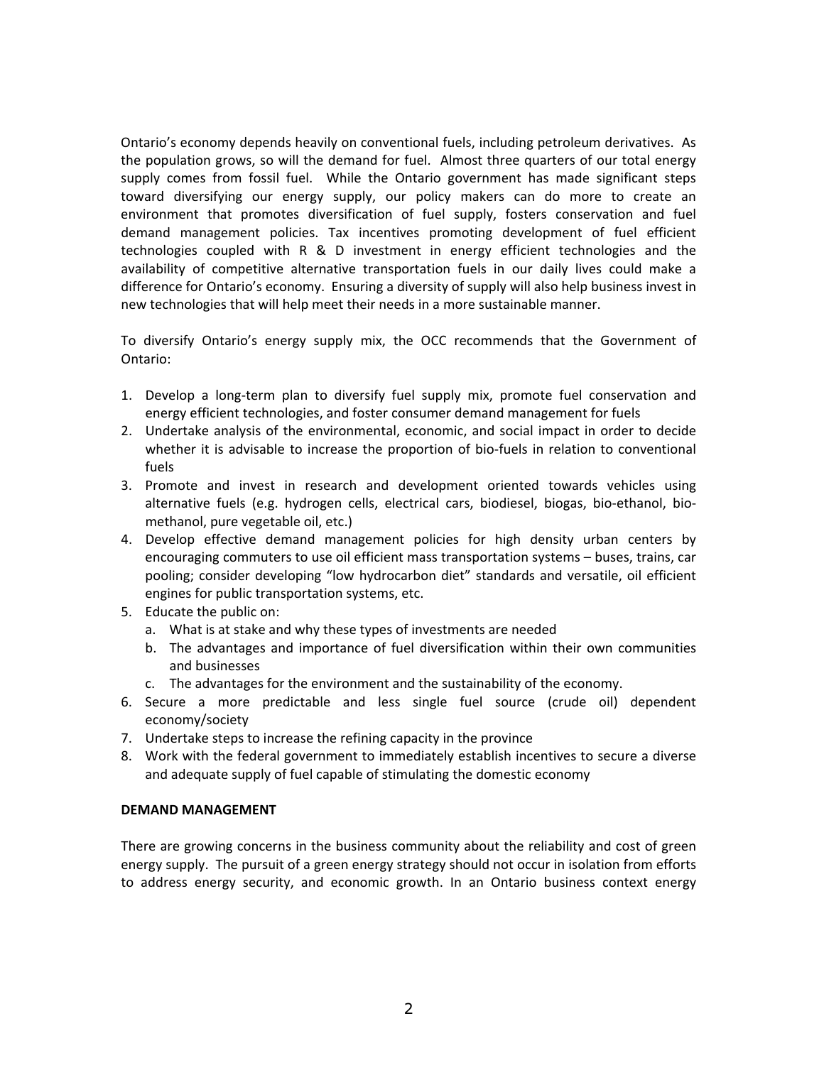Ontario's economy depends heavily on conventional fuels, including petroleum derivatives. As the population grows, so will the demand for fuel. Almost three quarters of our total energy supply comes from fossil fuel. While the Ontario government has made significant steps toward diversifying our energy supply, our policy makers can do more to create an environment that promotes diversification of fuel supply, fosters conservation and fuel demand management policies. Tax incentives promoting development of fuel efficient technologies coupled with R & D investment in energy efficient technologies and the availability of competitive alternative transportation fuels in our daily lives could make a difference for Ontario's economy. Ensuring a diversity of supply will also help business invest in new technologies that will help meet their needs in a more sustainable manner.

To diversify Ontario's energy supply mix, the OCC recommends that the Government of Ontario:

1. Develop a long-term plan to diversify fuel supply mix, promote fuel conservation and energy efficient technologies, and foster consumer demand management for fuels
2. Undertake analysis of the environmental, economic, and social impact in order to decide whether it is advisable to increase the proportion of bio-fuels in relation to conventional fuels
3. Promote and invest in research and development oriented towards vehicles using alternative fuels (e.g. hydrogen cells, electrical cars, biodiesel, biogas, bio-ethanol, bio-methanol, pure vegetable oil, etc.)
4. Develop effective demand management policies for high density urban centers by encouraging commuters to use oil efficient mass transportation systems – buses, trains, car pooling; consider developing "low hydrocarbon diet" standards and versatile, oil efficient engines for public transportation systems, etc.
5. Educate the public on:
   a. What is at stake and why these types of investments are needed
   b. The advantages and importance of fuel diversification within their own communities and businesses
   c. The advantages for the environment and the sustainability of the economy.
6. Secure a more predictable and less single fuel source (crude oil) dependent economy/society
7. Undertake steps to increase the refining capacity in the province
8. Work with the federal government to immediately establish incentives to secure a diverse and adequate supply of fuel capable of stimulating the domestic economy

**DEMAND MANAGEMENT**

There are growing concerns in the business community about the reliability and cost of green energy supply. The pursuit of a green energy strategy should not occur in isolation from efforts to address energy security, and economic growth. In an Ontario business context energy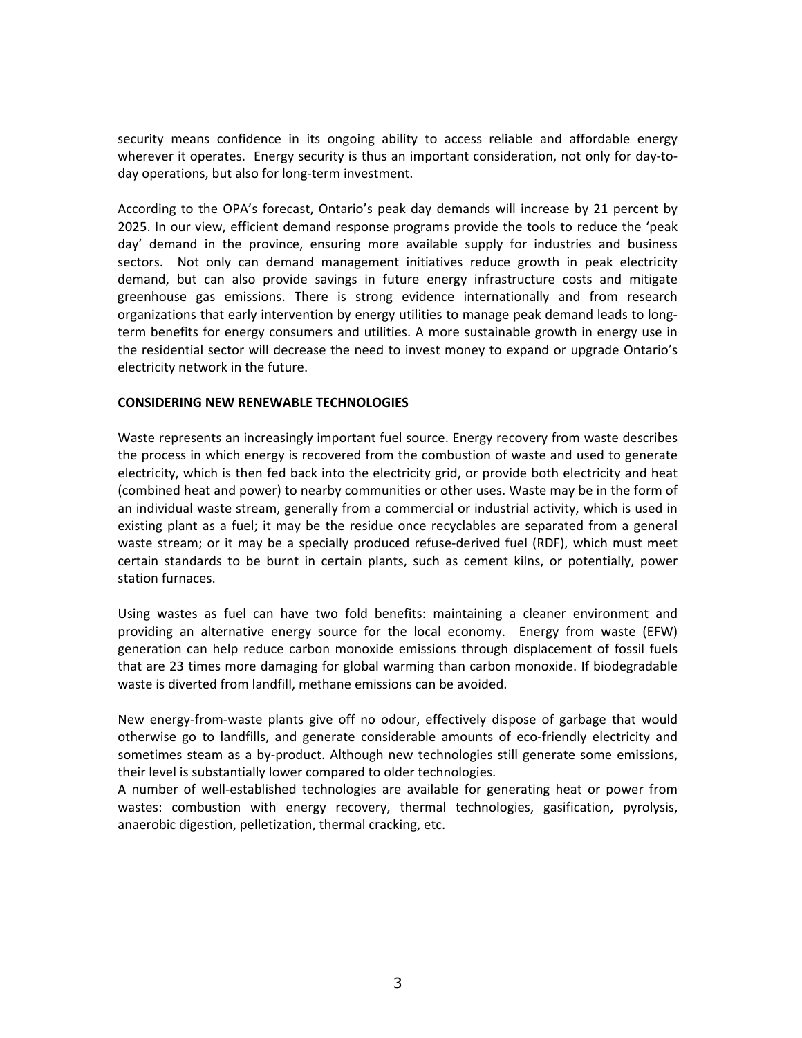security means confidence in its ongoing ability to access reliable and affordable energy wherever it operates. Energy security is thus an important consideration, not only for day-to-day operations, but also for long-term investment.

According to the OPA's forecast, Ontario's peak day demands will increase by 21 percent by 2025. In our view, efficient demand response programs provide the tools to reduce the 'peak day' demand in the province, ensuring more available supply for industries and business sectors. Not only can demand management initiatives reduce growth in peak electricity demand, but can also provide savings in future energy infrastructure costs and mitigate greenhouse gas emissions. There is strong evidence internationally and from research organizations that early intervention by energy utilities to manage peak demand leads to long-term benefits for energy consumers and utilities. A more sustainable growth in energy use in the residential sector will decrease the need to invest money to expand or upgrade Ontario's electricity network in the future.

**CONSIDERING NEW RENEWABLE TECHNOLOGIES**

Waste represents an increasingly important fuel source. Energy recovery from waste describes the process in which energy is recovered from the combustion of waste and used to generate electricity, which is then fed back into the electricity grid, or provide both electricity and heat (combined heat and power) to nearby communities or other uses. Waste may be in the form of an individual waste stream, generally from a commercial or industrial activity, which is used in existing plant as a fuel; it may be the residue once recyclables are separated from a general waste stream; or it may be a specially produced refuse-derived fuel (RDF), which must meet certain standards to be burnt in certain plants, such as cement kilns, or potentially, power station furnaces.

Using wastes as fuel can have two fold benefits: maintaining a cleaner environment and providing an alternative energy source for the local economy. Energy from waste (EFW) generation can help reduce carbon monoxide emissions through displacement of fossil fuels that are 23 times more damaging for global warming than carbon monoxide. If biodegradable waste is diverted from landfill, methane emissions can be avoided.

New energy-from-waste plants give off no odour, effectively dispose of garbage that would otherwise go to landfills, and generate considerable amounts of eco-friendly electricity and sometimes steam as a by-product. Although new technologies still generate some emissions, their level is substantially lower compared to older technologies.

A number of well-established technologies are available for generating heat or power from wastes: combustion with energy recovery, thermal technologies, gasification, pyrolysis, anaerobic digestion, pelletization, thermal cracking, etc.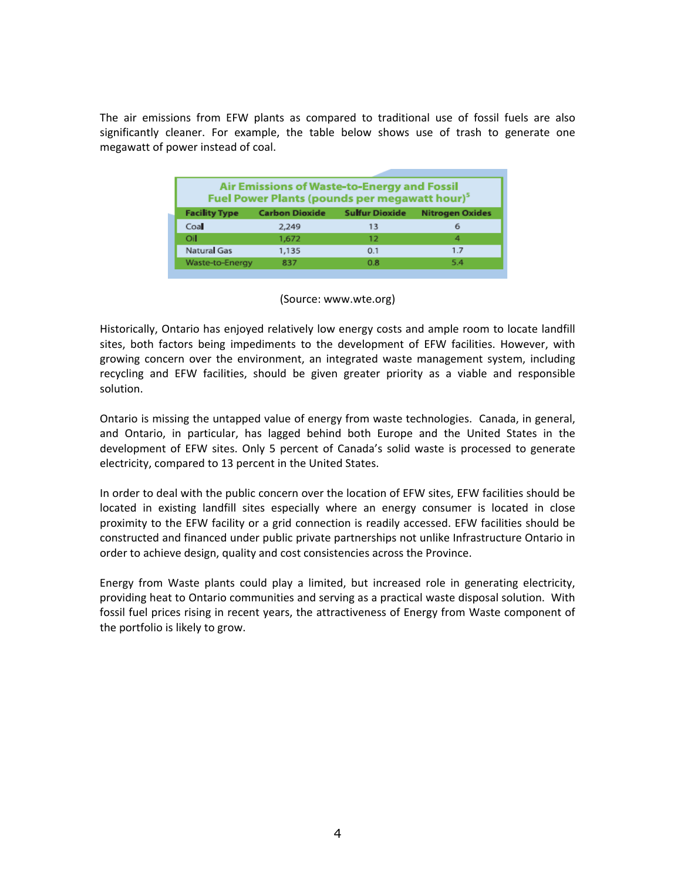The air emissions from EFW plants as compared to traditional use of fossil fuels are also significantly cleaner. For example, the table below shows use of trash to generate one megawatt of power instead of coal.

**Air Emissions of Waste-to-Energy and Fossil Fuel Power Plants (pounds per megawatt hour)[5]**

| Facility Type | Carbon Dioxide | Sulfur Dioxide | Nitrogen Oxides |
|---|---|---|---|
| Coal | 2,249 | 13 | 6 |
| Oil | 1,672 | 12 | 4 |
| Natural Gas | 1,135 | 0.1 | 1.7 |
| Waste-to-Energy | 837 | 0.8 | 5.4 |

(Source: www.wte.org)

Historically, Ontario has enjoyed relatively low energy costs and ample room to locate landfill sites, both factors being impediments to the development of EFW facilities. However, with growing concern over the environment, an integrated waste management system, including recycling and EFW facilities, should be given greater priority as a viable and responsible solution.

Ontario is missing the untapped value of energy from waste technologies. Canada, in general, and Ontario, in particular, has lagged behind both Europe and the United States in the development of EFW sites. Only 5 percent of Canada's solid waste is processed to generate electricity, compared to 13 percent in the United States.

In order to deal with the public concern over the location of EFW sites, EFW facilities should be located in existing landfill sites especially where an energy consumer is located in close proximity to the EFW facility or a grid connection is readily accessed. EFW facilities should be constructed and financed under public private partnerships not unlike Infrastructure Ontario in order to achieve design, quality and cost consistencies across the Province.

Energy from Waste plants could play a limited, but increased role in generating electricity, providing heat to Ontario communities and serving as a practical waste disposal solution. With fossil fuel prices rising in recent years, the attractiveness of Energy from Waste component of the portfolio is likely to grow.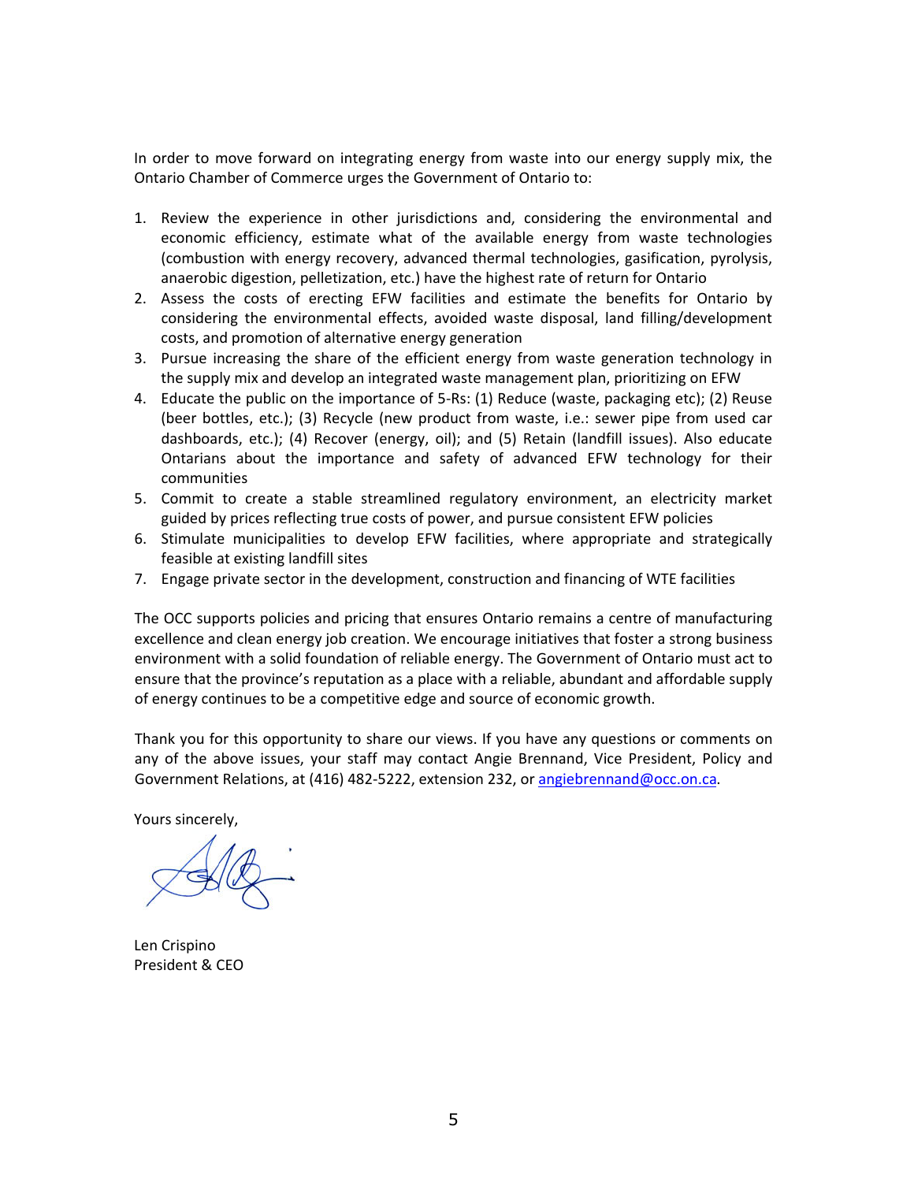In order to move forward on integrating energy from waste into our energy supply mix, the Ontario Chamber of Commerce urges the Government of Ontario to:

1. Review the experience in other jurisdictions and, considering the environmental and economic efficiency, estimate what of the available energy from waste technologies (combustion with energy recovery, advanced thermal technologies, gasification, pyrolysis, anaerobic digestion, pelletization, etc.) have the highest rate of return for Ontario
2. Assess the costs of erecting EFW facilities and estimate the benefits for Ontario by considering the environmental effects, avoided waste disposal, land filling/development costs, and promotion of alternative energy generation
3. Pursue increasing the share of the efficient energy from waste generation technology in the supply mix and develop an integrated waste management plan, prioritizing on EFW
4. Educate the public on the importance of 5-Rs: (1) Reduce (waste, packaging etc); (2) Reuse (beer bottles, etc.); (3) Recycle (new product from waste, i.e.: sewer pipe from used car dashboards, etc.); (4) Recover (energy, oil); and (5) Retain (landfill issues). Also educate Ontarians about the importance and safety of advanced EFW technology for their communities
5. Commit to create a stable streamlined regulatory environment, an electricity market guided by prices reflecting true costs of power, and pursue consistent EFW policies
6. Stimulate municipalities to develop EFW facilities, where appropriate and strategically feasible at existing landfill sites
7. Engage private sector in the development, construction and financing of WTE facilities

The OCC supports policies and pricing that ensures Ontario remains a centre of manufacturing excellence and clean energy job creation. We encourage initiatives that foster a strong business environment with a solid foundation of reliable energy. The Government of Ontario must act to ensure that the province's reputation as a place with a reliable, abundant and affordable supply of energy continues to be a competitive edge and source of economic growth.

Thank you for this opportunity to share our views. If you have any questions or comments on any of the above issues, your staff may contact Angie Brennand, Vice President, Policy and Government Relations, at (416) 482-5222, extension 232, or angiebrennand@occ.on.ca.

Yours sincerely,

Len Crispino
President & CEO